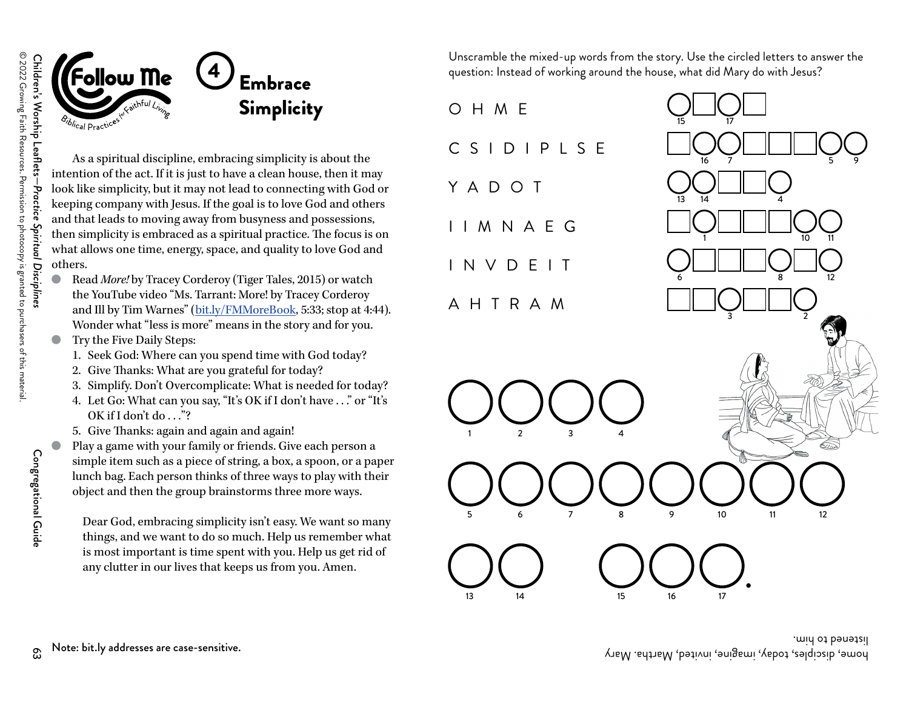# Follow Me

*Biblical Practices for Faithful Living*

## 4 Embrace Simplicity

As a spiritual discipline, embracing simplicity is about the intention of the act. If it is just to have a clean house, then it may look like simplicity, but it may not lead to connecting with God or keeping company with Jesus. If the goal is to love God and others and that leads to moving away from busyness and possessions, then simplicity is embraced as a spiritual practice. The focus is on what allows one time, energy, space, and quality to love God and others.

- Read *More!* by Tracey Corderoy (Tiger Tales, 2015) or watch the YouTube video "Ms. Tarrant: More! by Tracey Corderoy and Ill by Tim Warnes" (bit.ly/FMMoreBook, 5:33; stop at 4:44). Wonder what "less is more" means in the story and for you.
- Try the Five Daily Steps:
  1. Seek God: Where can you spend time with God today?
  2. Give Thanks: What are you grateful for today?
  3. Simplify. Don't Overcomplicate: What is needed for today?
  4. Let Go: What can you say, "It's OK if I don't have . . ." or "It's OK if I don't do . . ."?
  5. Give Thanks: again and again and again!
- Play a game with your family or friends. Give each person a simple item such as a piece of string, a box, a spoon, or a paper lunch bag. Each person thinks of three ways to play with their object and then the group brainstorms three more ways.

Dear God, embracing simplicity isn't easy. We want so many things, and we want to do so much. Help us remember what is most important is time spent with you. Help us get rid of any clutter in our lives that keeps us from you. Amen.

Note: bit.ly addresses are case-sensitive.

Unscramble the mixed-up words from the story. Use the circled letters to answer the question: Instead of working around the house, what did Mary do with Jesus?

O H M E — ○(15) □ ○(17) □

C S I D I P L S E — □ ○(16) ○(7) □ □ □ ○(5) ○(9)

Y A D O T — ○(13) ○(14) □ □ ○(4)

I I M N A E G — □ ○(1) □ □ □ ○(10) ○(11)

I N V D E I T — ○(6) □ □ □ ○(8) □ ○(12)

A H T R A M — □ □ ○(3) □ □ ○(2)

○(1) ○(2) ○(3) ○(4)

○(5) ○(6) ○(7) ○(8) ○(9) ○(10) ○(11) ○(12)

○(13) ○(14)  ○(15) ○(16) ○(17).

home, disciples, today, imagine, invited, Martha. Mary listened to him.

Children's Worship Leaflets—*Practice Spiritual Disciplines*
© 2022 Growing Faith Resources. Permission to photocopy is granted to purchasers of this material.

Congregational Guide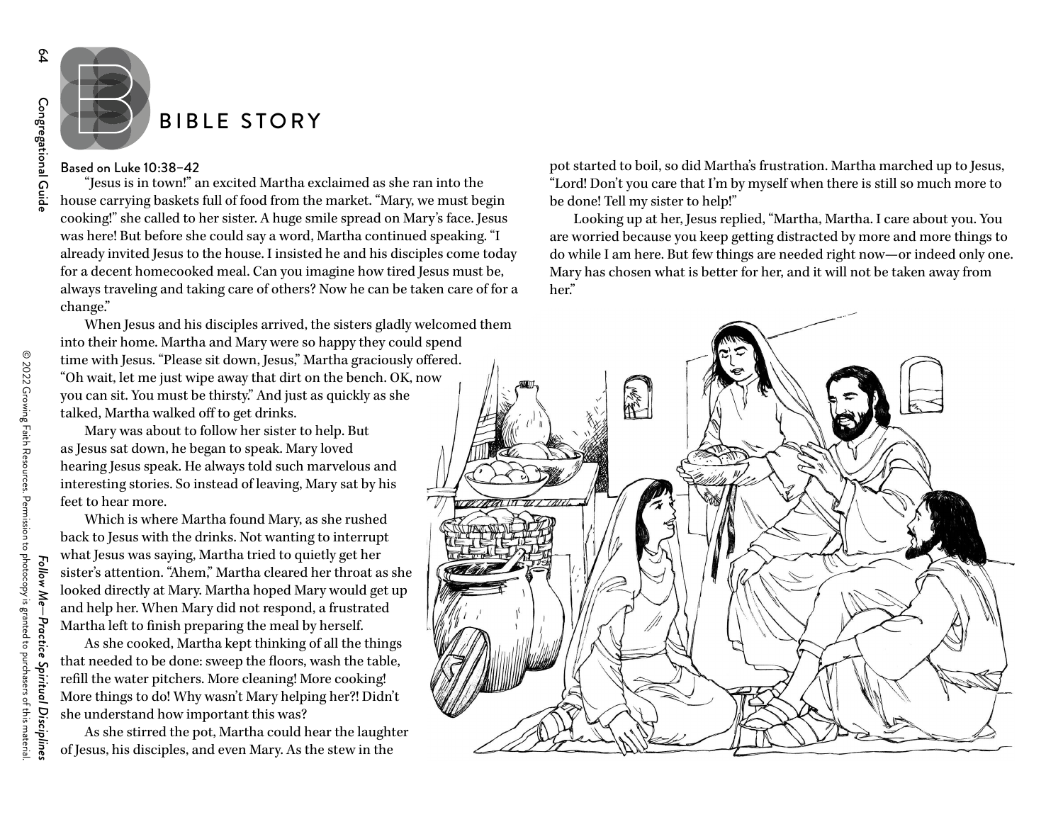# BIBLE STORY

Based on Luke 10:38–42

"Jesus is in town!" an excited Martha exclaimed as she ran into the house carrying baskets full of food from the market. "Mary, we must begin cooking!" she called to her sister. A huge smile spread on Mary's face. Jesus was here! But before she could say a word, Martha continued speaking. "I already invited Jesus to the house. I insisted he and his disciples come today for a decent homecooked meal. Can you imagine how tired Jesus must be, always traveling and taking care of others? Now he can be taken care of for a change."

When Jesus and his disciples arrived, the sisters gladly welcomed them into their home. Martha and Mary were so happy they could spend time with Jesus. "Please sit down, Jesus," Martha graciously offered. "Oh wait, let me just wipe away that dirt on the bench. OK, now you can sit. You must be thirsty." And just as quickly as she talked, Martha walked off to get drinks.

Mary was about to follow her sister to help. But as Jesus sat down, he began to speak. Mary loved hearing Jesus speak. He always told such marvelous and interesting stories. So instead of leaving, Mary sat by his feet to hear more.

Which is where Martha found Mary, as she rushed back to Jesus with the drinks. Not wanting to interrupt what Jesus was saying, Martha tried to quietly get her sister's attention. "Ahem," Martha cleared her throat as she looked directly at Mary. Martha hoped Mary would get up and help her. When Mary did not respond, a frustrated Martha left to finish preparing the meal by herself.

As she cooked, Martha kept thinking of all the things that needed to be done: sweep the floors, wash the table, refill the water pitchers. More cleaning! More cooking! More things to do! Why wasn't Mary helping her?! Didn't she understand how important this was?

As she stirred the pot, Martha could hear the laughter of Jesus, his disciples, and even Mary. As the stew in the pot started to boil, so did Martha's frustration. Martha marched up to Jesus, "Lord! Don't you care that I'm by myself when there is still so much more to be done! Tell my sister to help!"

Looking up at her, Jesus replied, "Martha, Martha. I care about you. You are worried because you keep getting distracted by more and more things to do while I am here. But few things are needed right now—or indeed only one. Mary has chosen what is better for her, and it will not be taken away from her."

© 2022 Growing Faith Resources. Permission to photocopy is granted to purchasers of this material.